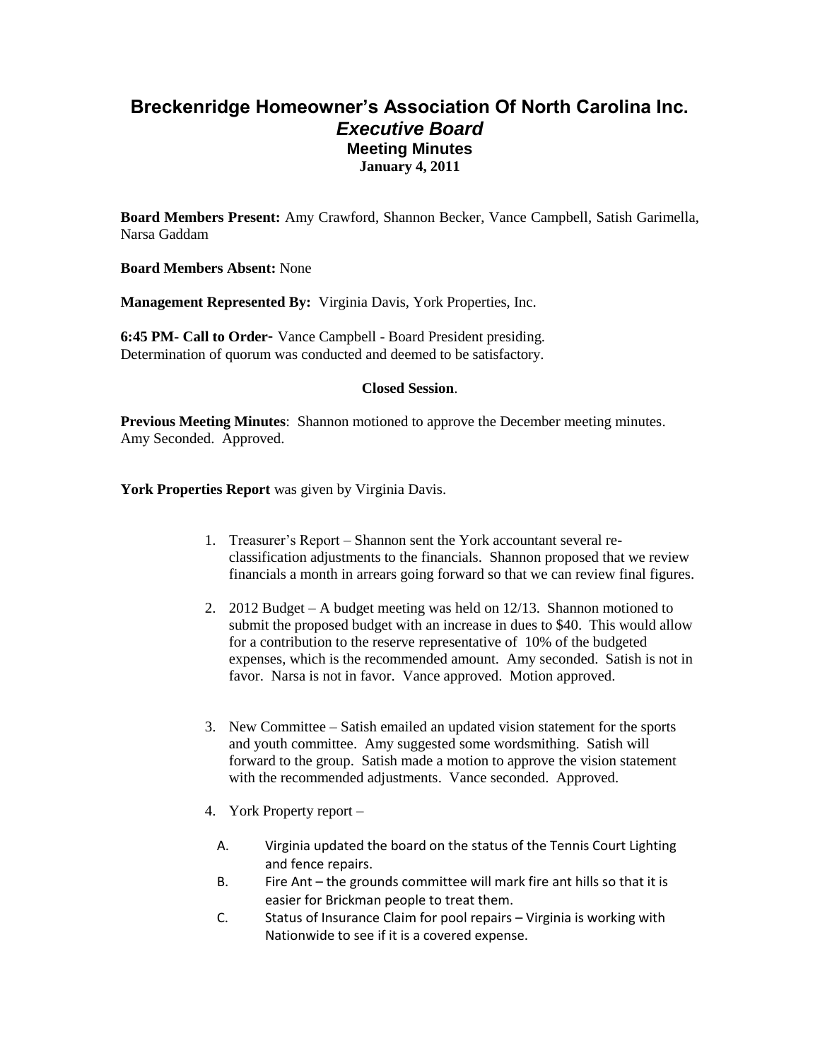# Breckenridge Homeowner's Association Of North Carolina Inc.
## *Executive Board*
### Meeting Minutes
**January 4, 2011**

**Board Members Present:** Amy Crawford, Shannon Becker, Vance Campbell, Satish Garimella, Narsa Gaddam

**Board Members Absent:** None

**Management Represented By:** Virginia Davis, York Properties, Inc.

**6:45 PM- Call to Order**- Vance Campbell - Board President presiding.
Determination of quorum was conducted and deemed to be satisfactory.

**Closed Session**.

**Previous Meeting Minutes**: Shannon motioned to approve the December meeting minutes. Amy Seconded. Approved.

**York Properties Report** was given by Virginia Davis.

1. Treasurer's Report – Shannon sent the York accountant several re-classification adjustments to the financials. Shannon proposed that we review financials a month in arrears going forward so that we can review final figures.

2. 2012 Budget – A budget meeting was held on 12/13. Shannon motioned to submit the proposed budget with an increase in dues to $40. This would allow for a contribution to the reserve representative of 10% of the budgeted expenses, which is the recommended amount. Amy seconded. Satish is not in favor. Narsa is not in favor. Vance approved. Motion approved.

3. New Committee – Satish emailed an updated vision statement for the sports and youth committee. Amy suggested some wordsmithing. Satish will forward to the group. Satish made a motion to approve the vision statement with the recommended adjustments. Vance seconded. Approved.

4. York Property report –

   A. Virginia updated the board on the status of the Tennis Court Lighting and fence repairs.
   B. Fire Ant – the grounds committee will mark fire ant hills so that it is easier for Brickman people to treat them.
   C. Status of Insurance Claim for pool repairs – Virginia is working with Nationwide to see if it is a covered expense.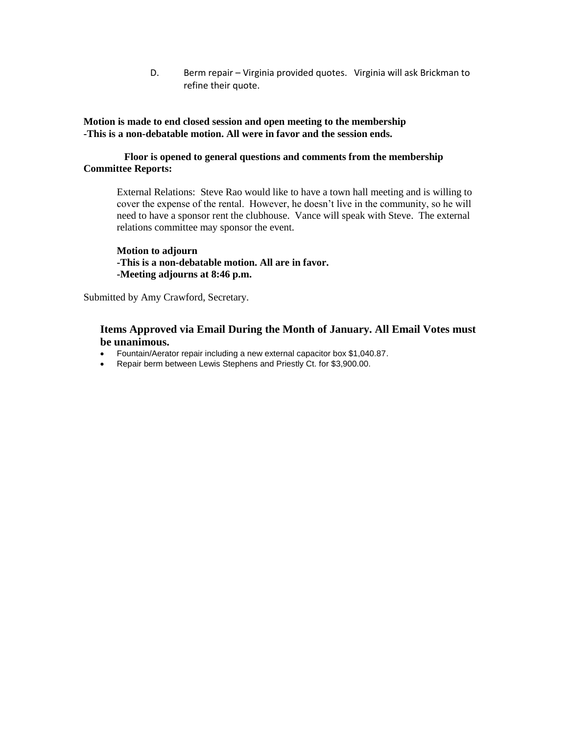D. Berm repair – Virginia provided quotes. Virginia will ask Brickman to refine their quote.

**Motion is made to end closed session and open meeting to the membership**
**-This is a non-debatable motion. All were in favor and the session ends.**

**Floor is opened to general questions and comments from the membership**

**Committee Reports:**

External Relations: Steve Rao would like to have a town hall meeting and is willing to cover the expense of the rental. However, he doesn't live in the community, so he will need to have a sponsor rent the clubhouse. Vance will speak with Steve. The external relations committee may sponsor the event.

**Motion to adjourn**
**-This is a non-debatable motion. All are in favor.**
**-Meeting adjourns at 8:46 p.m.**

Submitted by Amy Crawford, Secretary.

### Items Approved via Email During the Month of January. All Email Votes must be unanimous.

- Fountain/Aerator repair including a new external capacitor box $1,040.87.
- Repair berm between Lewis Stephens and Priestly Ct. for $3,900.00.